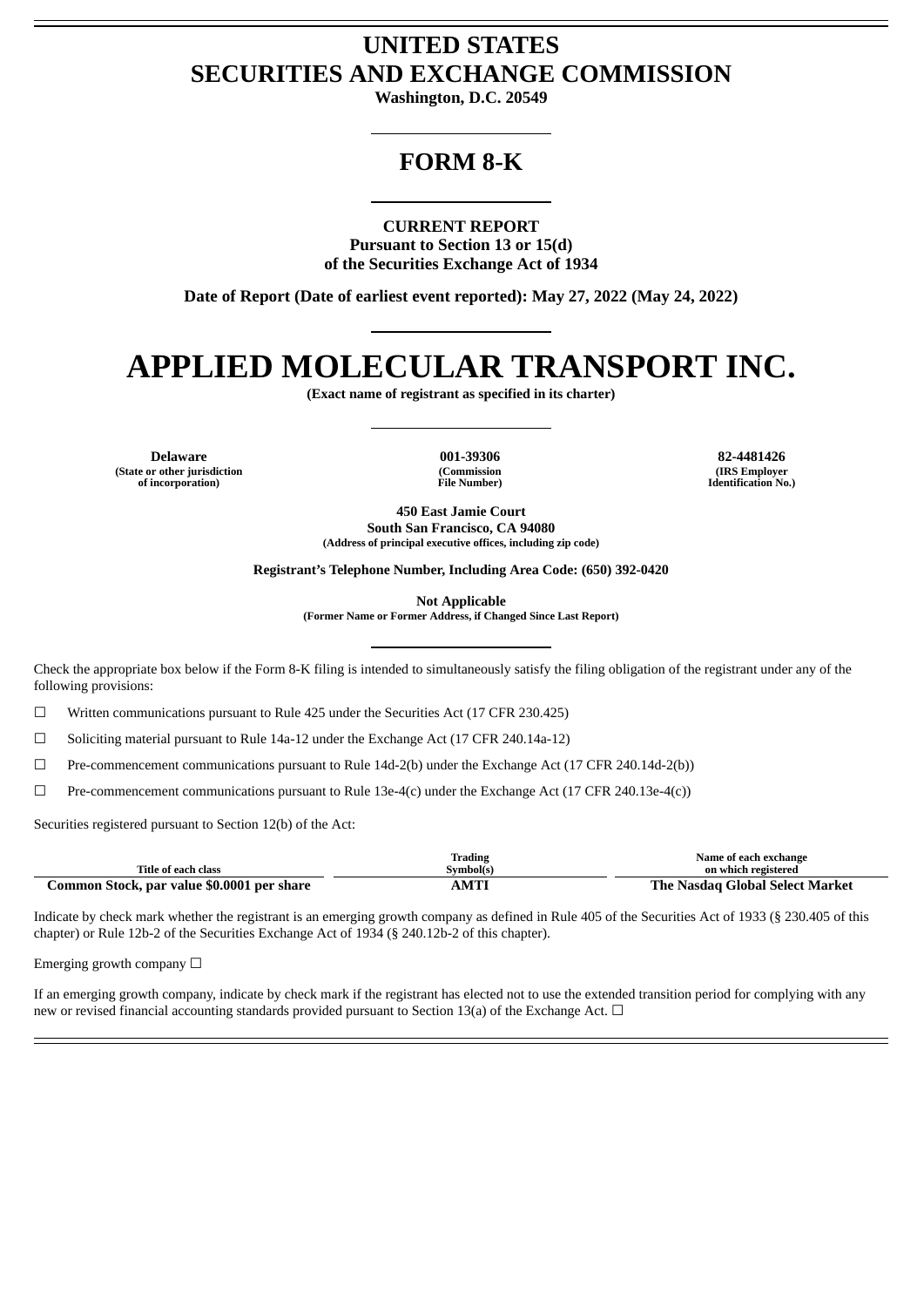# UNITED STATES
# SECURITIES AND EXCHANGE COMMISSION

**Washington, D.C. 20549**

## FORM 8-K

**CURRENT REPORT**
**Pursuant to Section 13 or 15(d)**
**of the Securities Exchange Act of 1934**

**Date of Report (Date of earliest event reported): May 27, 2022 (May 24, 2022)**

# APPLIED MOLECULAR TRANSPORT INC.

**(Exact name of registrant as specified in its charter)**

| Delaware | 001-39306 | 82-4481426 |
|---|---|---|
| (State or other jurisdiction of incorporation) | (Commission File Number) | (IRS Employer Identification No.) |

**450 East Jamie Court**
**South San Francisco, CA 94080**
**(Address of principal executive offices, including zip code)**

**Registrant's Telephone Number, Including Area Code: (650) 392-0420**

**Not Applicable**
**(Former Name or Former Address, if Changed Since Last Report)**

Check the appropriate box below if the Form 8-K filing is intended to simultaneously satisfy the filing obligation of the registrant under any of the following provisions:

☐ Written communications pursuant to Rule 425 under the Securities Act (17 CFR 230.425)

☐ Soliciting material pursuant to Rule 14a-12 under the Exchange Act (17 CFR 240.14a-12)

☐ Pre-commencement communications pursuant to Rule 14d-2(b) under the Exchange Act (17 CFR 240.14d-2(b))

☐ Pre-commencement communications pursuant to Rule 13e-4(c) under the Exchange Act (17 CFR 240.13e-4(c))

Securities registered pursuant to Section 12(b) of the Act:

| Title of each class | Trading Symbol(s) | Name of each exchange on which registered |
|---|---|---|
| **Common Stock, par value $0.0001 per share** | **AMTI** | **The Nasdaq Global Select Market** |

Indicate by check mark whether the registrant is an emerging growth company as defined in Rule 405 of the Securities Act of 1933 (§ 230.405 of this chapter) or Rule 12b-2 of the Securities Exchange Act of 1934 (§ 240.12b-2 of this chapter).

Emerging growth company ☐

If an emerging growth company, indicate by check mark if the registrant has elected not to use the extended transition period for complying with any new or revised financial accounting standards provided pursuant to Section 13(a) of the Exchange Act. ☐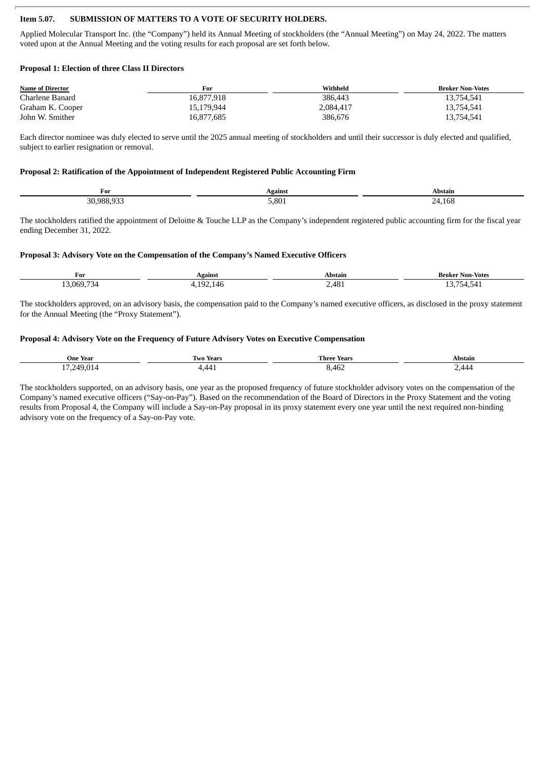**Item 5.07. SUBMISSION OF MATTERS TO A VOTE OF SECURITY HOLDERS.**

Applied Molecular Transport Inc. (the "Company") held its Annual Meeting of stockholders (the "Annual Meeting") on May 24, 2022. The matters voted upon at the Annual Meeting and the voting results for each proposal are set forth below.

**Proposal 1: Election of three Class II Directors**

| Name of Director | For | Withheld | Broker Non-Votes |
|---|---|---|---|
| Charlene Banard | 16,877,918 | 386,443 | 13,754,541 |
| Graham K. Cooper | 15,179,944 | 2,084,417 | 13,754,541 |
| John W. Smither | 16,877,685 | 386,676 | 13,754,541 |

Each director nominee was duly elected to serve until the 2025 annual meeting of stockholders and until their successor is duly elected and qualified, subject to earlier resignation or removal.

**Proposal 2: Ratification of the Appointment of Independent Registered Public Accounting Firm**

| For | Against | Abstain |
|---|---|---|
| 30,988,933 | 5,801 | 24,168 |

The stockholders ratified the appointment of Deloitte & Touche LLP as the Company's independent registered public accounting firm for the fiscal year ending December 31, 2022.

**Proposal 3: Advisory Vote on the Compensation of the Company's Named Executive Officers**

| For | Against | Abstain | Broker Non-Votes |
|---|---|---|---|
| 13,069,734 | 4,192,146 | 2,481 | 13,754,541 |

The stockholders approved, on an advisory basis, the compensation paid to the Company's named executive officers, as disclosed in the proxy statement for the Annual Meeting (the "Proxy Statement").

**Proposal 4: Advisory Vote on the Frequency of Future Advisory Votes on Executive Compensation**

| One Year | Two Years | Three Years | Abstain |
|---|---|---|---|
| 17,249,014 | 4,441 | 8,462 | 2,444 |

The stockholders supported, on an advisory basis, one year as the proposed frequency of future stockholder advisory votes on the compensation of the Company's named executive officers ("Say-on-Pay"). Based on the recommendation of the Board of Directors in the Proxy Statement and the voting results from Proposal 4, the Company will include a Say-on-Pay proposal in its proxy statement every one year until the next required non-binding advisory vote on the frequency of a Say-on-Pay vote.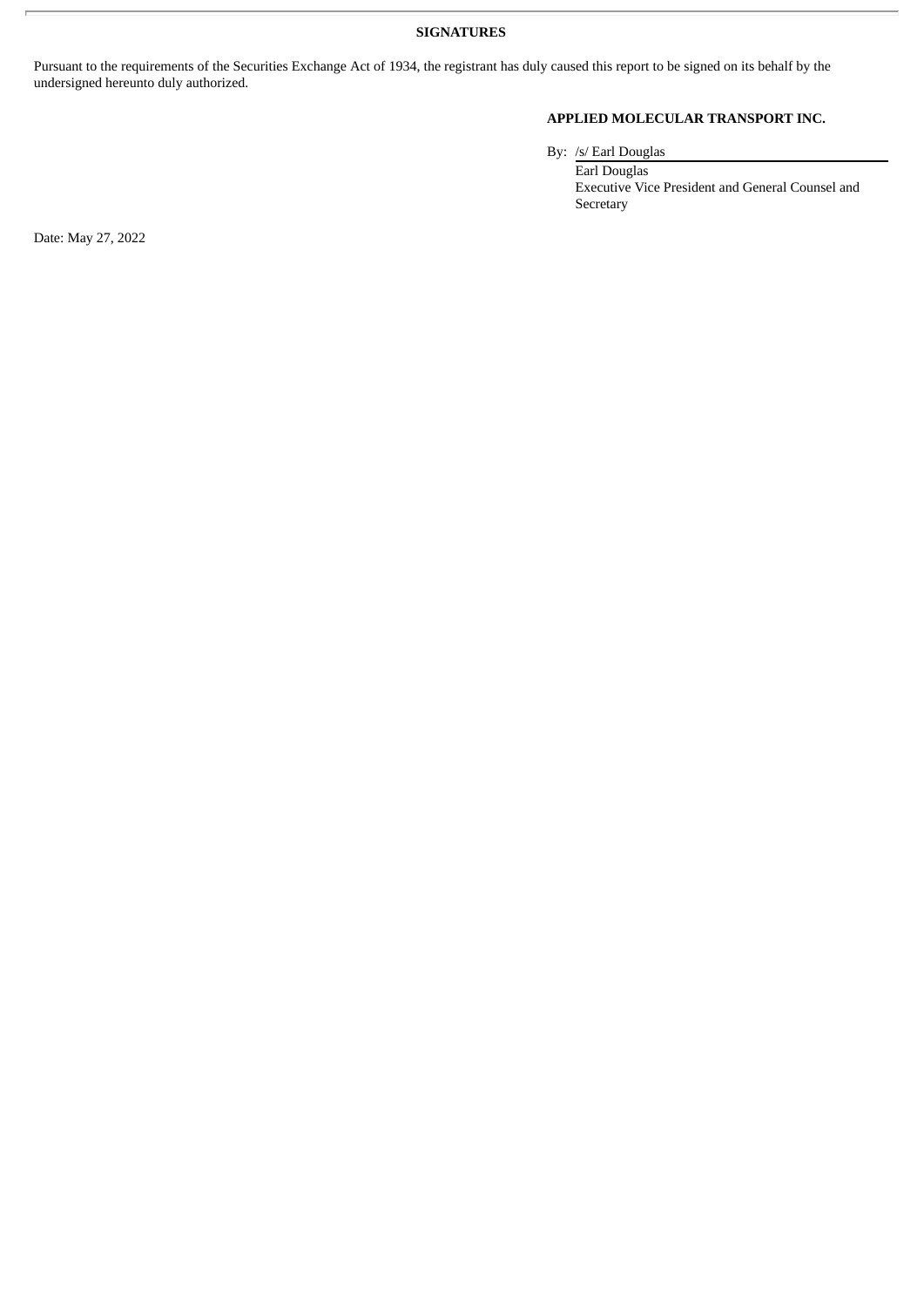**SIGNATURES**

Pursuant to the requirements of the Securities Exchange Act of 1934, the registrant has duly caused this report to be signed on its behalf by the undersigned hereunto duly authorized.

**APPLIED MOLECULAR TRANSPORT INC.**

By: /s/ Earl Douglas

Earl Douglas
Executive Vice President and General Counsel and Secretary

Date: May 27, 2022